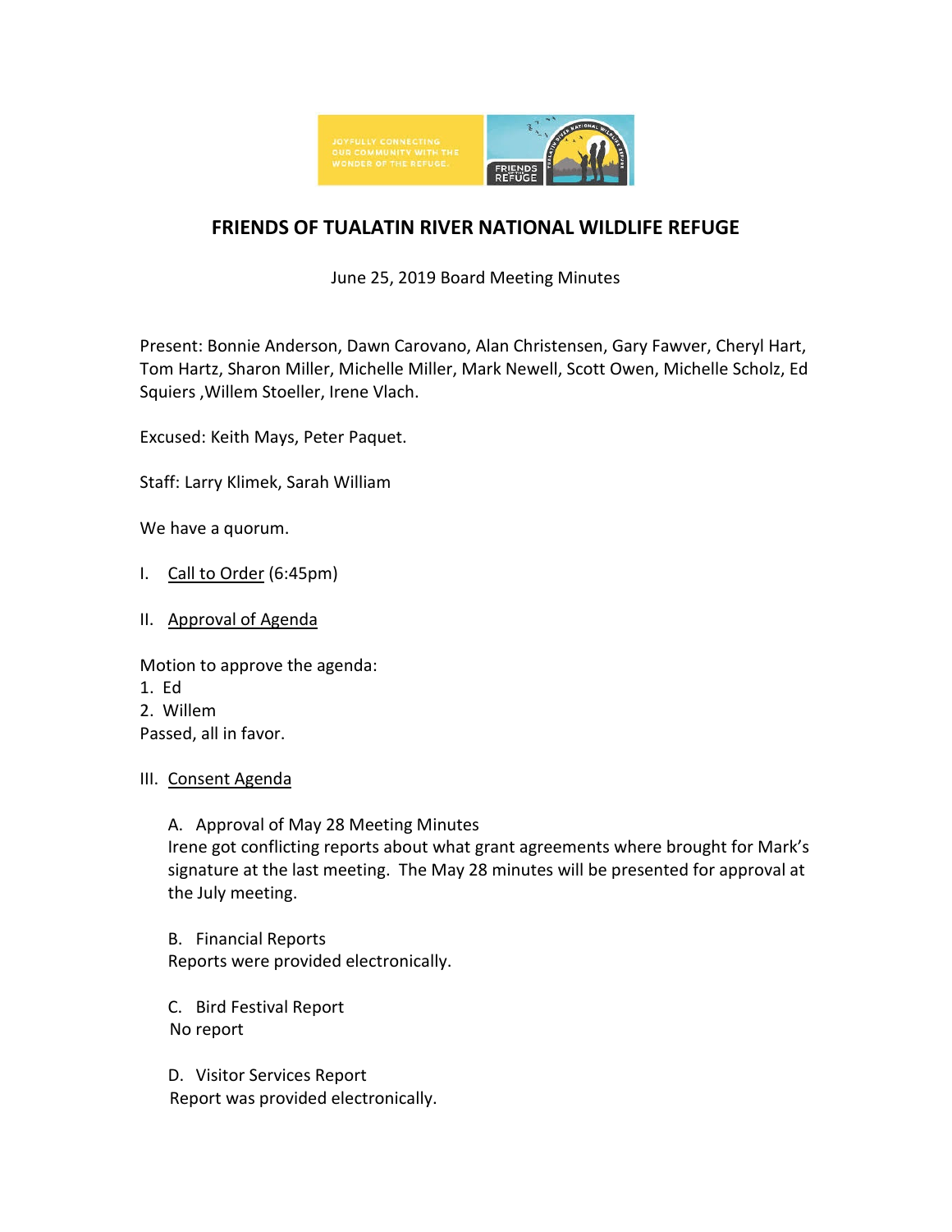# FRIENDS OF TUALATIN RIVER NATIONAL WILDLIFE REFUGE

June 25, 2019 Board Meeting Minutes

Present: Bonnie Anderson, Dawn Carovano, Alan Christensen, Gary Fawver, Cheryl Hart, Tom Hartz, Sharon Miller, Michelle Miller, Mark Newell, Scott Owen, Michelle Scholz, Ed Squiers ,Willem Stoeller, Irene Vlach.

Excused: Keith Mays, Peter Paquet.

Staff: Larry Klimek, Sarah William

We have a quorum.

I. Call to Order (6:45pm)

II. Approval of Agenda

Motion to approve the agenda:
1. Ed
2. Willem
Passed, all in favor.

III. Consent Agenda

A. Approval of May 28 Meeting Minutes
Irene got conflicting reports about what grant agreements where brought for Mark's signature at the last meeting. The May 28 minutes will be presented for approval at the July meeting.

B. Financial Reports
Reports were provided electronically.

C. Bird Festival Report
No report

D. Visitor Services Report
Report was provided electronically.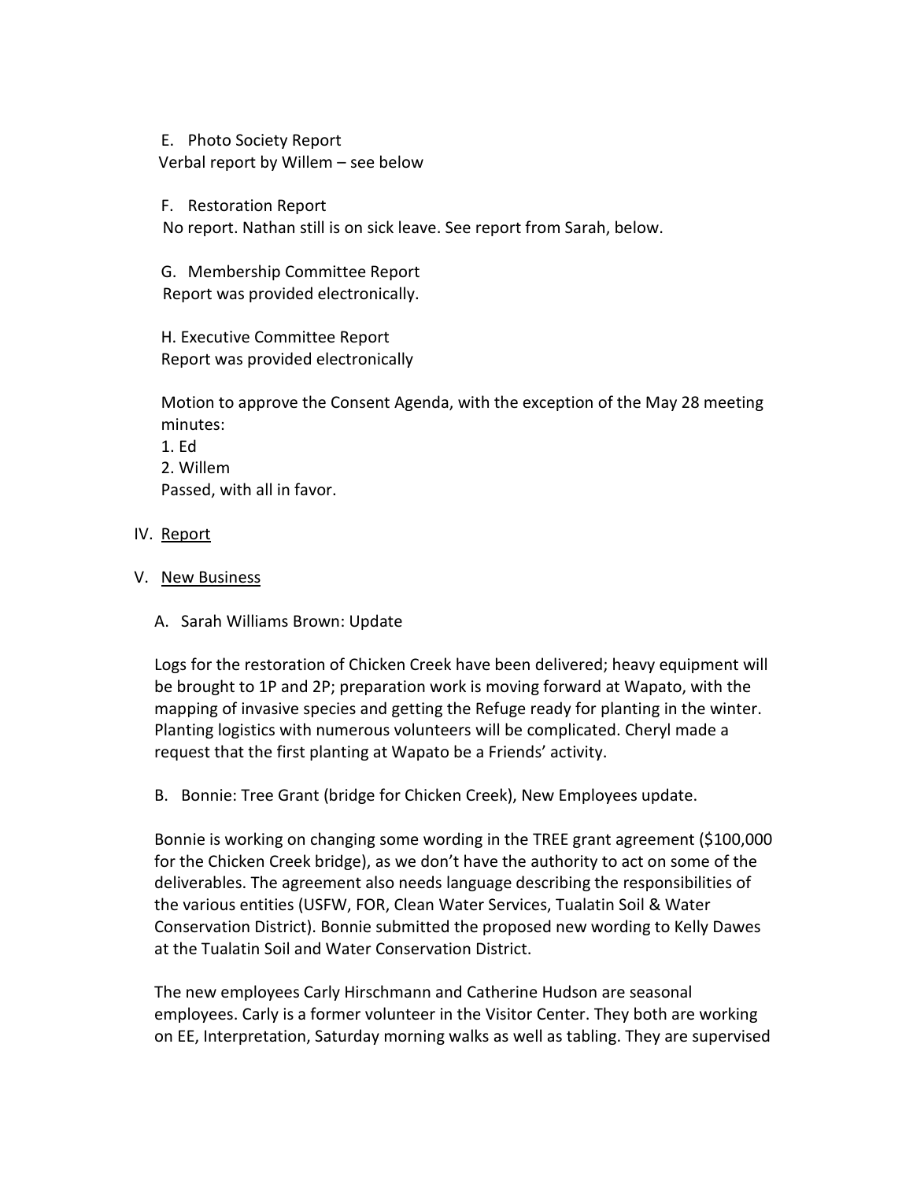E. Photo Society Report
Verbal report by Willem – see below

F. Restoration Report
No report. Nathan still is on sick leave. See report from Sarah, below.

G. Membership Committee Report
Report was provided electronically.

H. Executive Committee Report
Report was provided electronically

Motion to approve the Consent Agenda, with the exception of the May 28 meeting minutes:
1. Ed
2. Willem
Passed, with all in favor.

IV. <u>Report</u>

V. <u>New Business</u>

A. Sarah Williams Brown: Update

Logs for the restoration of Chicken Creek have been delivered; heavy equipment will be brought to 1P and 2P; preparation work is moving forward at Wapato, with the mapping of invasive species and getting the Refuge ready for planting in the winter. Planting logistics with numerous volunteers will be complicated. Cheryl made a request that the first planting at Wapato be a Friends' activity.

B. Bonnie: Tree Grant (bridge for Chicken Creek), New Employees update.

Bonnie is working on changing some wording in the TREE grant agreement ($100,000 for the Chicken Creek bridge), as we don't have the authority to act on some of the deliverables. The agreement also needs language describing the responsibilities of the various entities (USFW, FOR, Clean Water Services, Tualatin Soil & Water Conservation District). Bonnie submitted the proposed new wording to Kelly Dawes at the Tualatin Soil and Water Conservation District.

The new employees Carly Hirschmann and Catherine Hudson are seasonal employees. Carly is a former volunteer in the Visitor Center. They both are working on EE, Interpretation, Saturday morning walks as well as tabling. They are supervised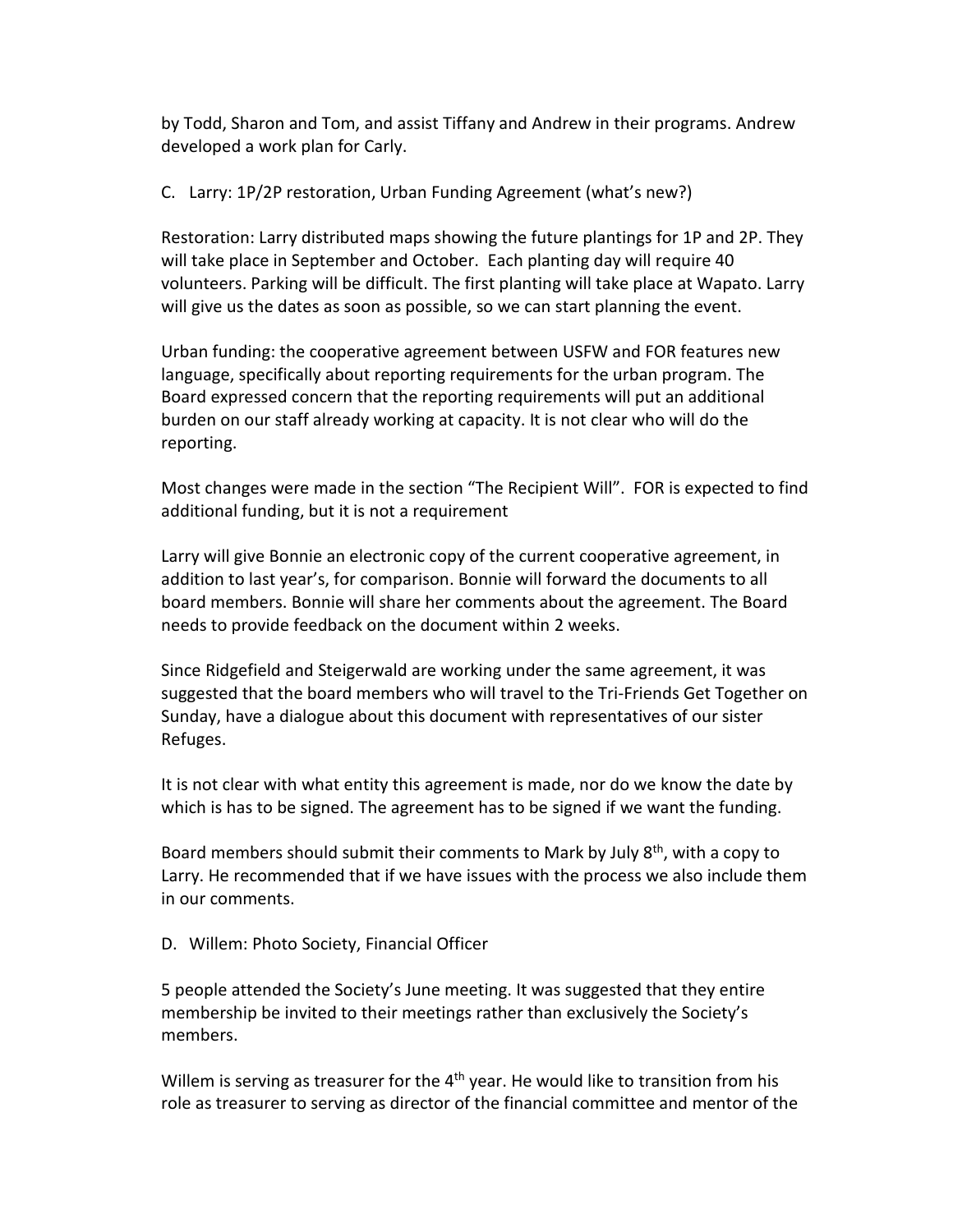by Todd, Sharon and Tom, and assist Tiffany and Andrew in their programs. Andrew developed a work plan for Carly.

C. Larry: 1P/2P restoration, Urban Funding Agreement (what's new?)

Restoration: Larry distributed maps showing the future plantings for 1P and 2P. They will take place in September and October. Each planting day will require 40 volunteers. Parking will be difficult. The first planting will take place at Wapato. Larry will give us the dates as soon as possible, so we can start planning the event.

Urban funding: the cooperative agreement between USFW and FOR features new language, specifically about reporting requirements for the urban program. The Board expressed concern that the reporting requirements will put an additional burden on our staff already working at capacity. It is not clear who will do the reporting.

Most changes were made in the section "The Recipient Will". FOR is expected to find additional funding, but it is not a requirement

Larry will give Bonnie an electronic copy of the current cooperative agreement, in addition to last year's, for comparison. Bonnie will forward the documents to all board members. Bonnie will share her comments about the agreement. The Board needs to provide feedback on the document within 2 weeks.

Since Ridgefield and Steigerwald are working under the same agreement, it was suggested that the board members who will travel to the Tri-Friends Get Together on Sunday, have a dialogue about this document with representatives of our sister Refuges.

It is not clear with what entity this agreement is made, nor do we know the date by which is has to be signed. The agreement has to be signed if we want the funding.

Board members should submit their comments to Mark by July 8th, with a copy to Larry. He recommended that if we have issues with the process we also include them in our comments.

D. Willem: Photo Society, Financial Officer

5 people attended the Society's June meeting. It was suggested that they entire membership be invited to their meetings rather than exclusively the Society's members.

Willem is serving as treasurer for the 4th year. He would like to transition from his role as treasurer to serving as director of the financial committee and mentor of the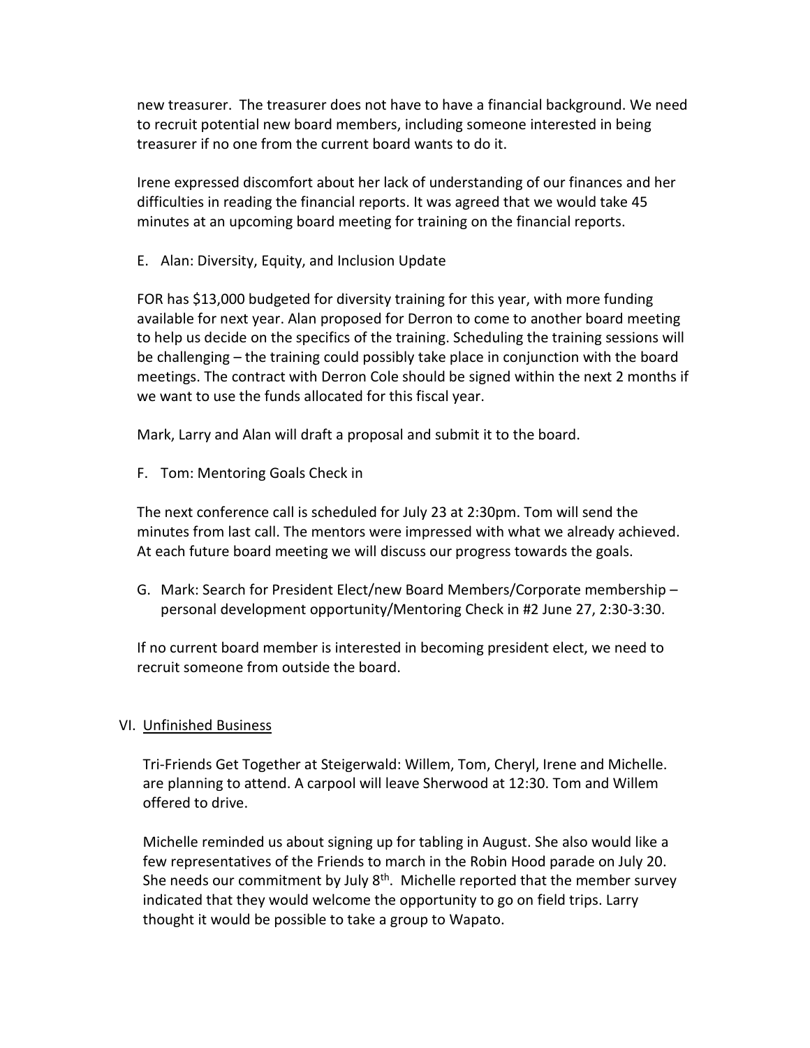new treasurer. The treasurer does not have to have a financial background. We need to recruit potential new board members, including someone interested in being treasurer if no one from the current board wants to do it.

Irene expressed discomfort about her lack of understanding of our finances and her difficulties in reading the financial reports. It was agreed that we would take 45 minutes at an upcoming board meeting for training on the financial reports.

E. Alan: Diversity, Equity, and Inclusion Update

FOR has $13,000 budgeted for diversity training for this year, with more funding available for next year. Alan proposed for Derron to come to another board meeting to help us decide on the specifics of the training. Scheduling the training sessions will be challenging – the training could possibly take place in conjunction with the board meetings. The contract with Derron Cole should be signed within the next 2 months if we want to use the funds allocated for this fiscal year.

Mark, Larry and Alan will draft a proposal and submit it to the board.

F. Tom: Mentoring Goals Check in

The next conference call is scheduled for July 23 at 2:30pm. Tom will send the minutes from last call. The mentors were impressed with what we already achieved. At each future board meeting we will discuss our progress towards the goals.

G. Mark: Search for President Elect/new Board Members/Corporate membership – personal development opportunity/Mentoring Check in #2 June 27, 2:30-3:30.

If no current board member is interested in becoming president elect, we need to recruit someone from outside the board.

VI. Unfinished Business

Tri-Friends Get Together at Steigerwald: Willem, Tom, Cheryl, Irene and Michelle. are planning to attend. A carpool will leave Sherwood at 12:30. Tom and Willem offered to drive.

Michelle reminded us about signing up for tabling in August. She also would like a few representatives of the Friends to march in the Robin Hood parade on July 20. She needs our commitment by July 8th. Michelle reported that the member survey indicated that they would welcome the opportunity to go on field trips. Larry thought it would be possible to take a group to Wapato.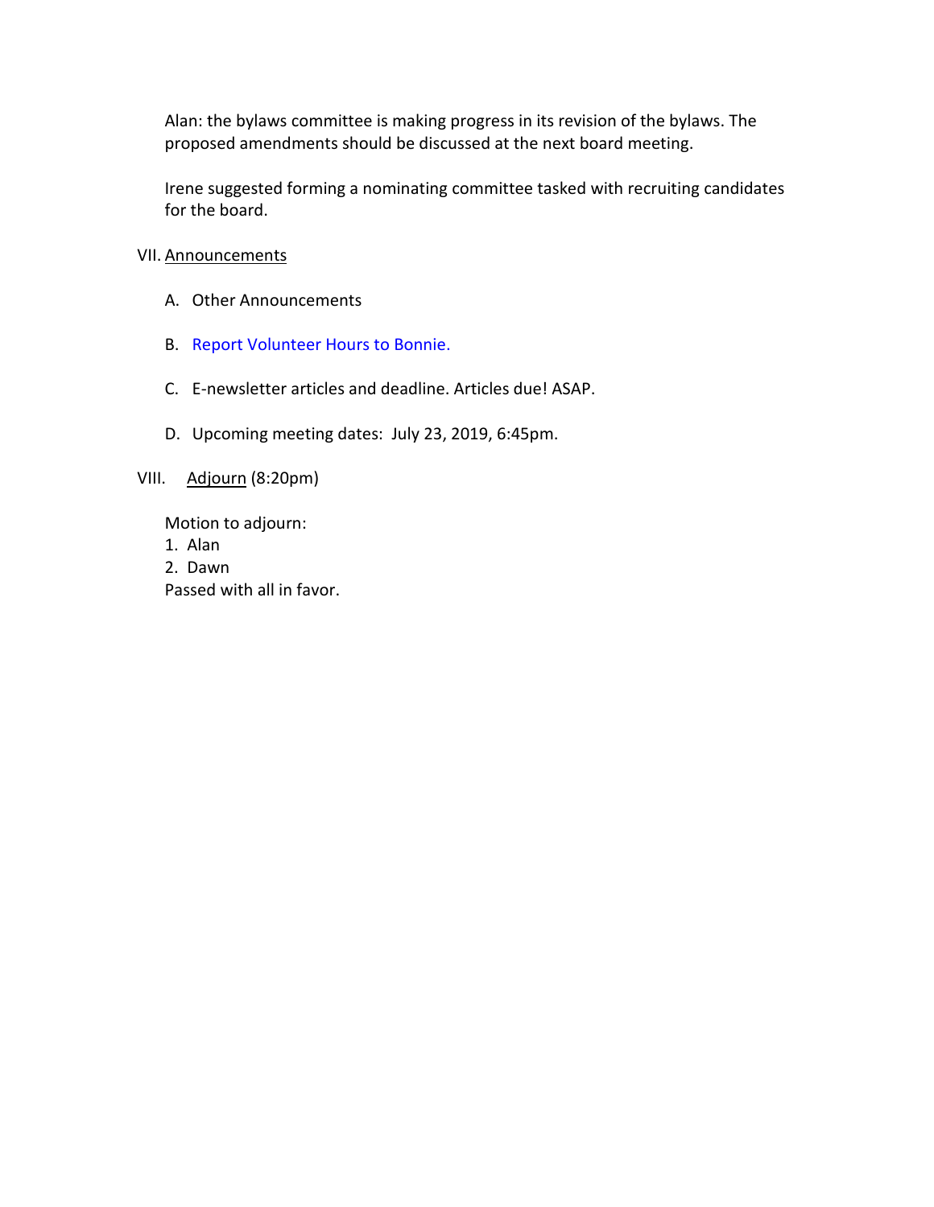Alan: the bylaws committee is making progress in its revision of the bylaws. The proposed amendments should be discussed at the next board meeting.

Irene suggested forming a nominating committee tasked with recruiting candidates for the board.

VII. <u>Announcements</u>

A. Other Announcements

B. Report Volunteer Hours to Bonnie.

C. E-newsletter articles and deadline. Articles due! ASAP.

D. Upcoming meeting dates: July 23, 2019, 6:45pm.

VIII. <u>Adjourn</u> (8:20pm)

Motion to adjourn:
1. Alan
2. Dawn

Passed with all in favor.